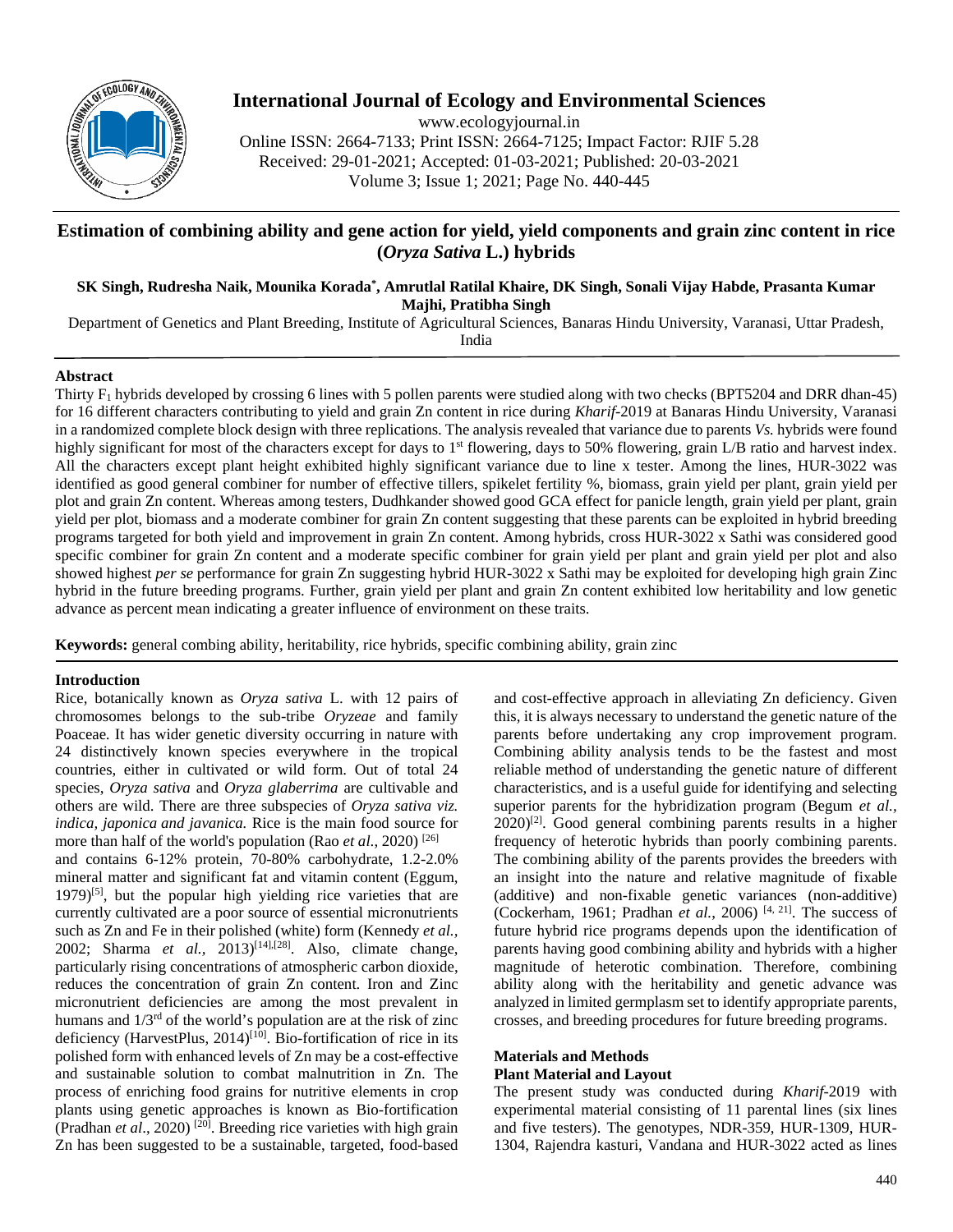# International Journal of Ecology and Environmental Sciences

www.ecologyjournal.in
Online ISSN: 2664-7133; Print ISSN: 2664-7125; Impact Factor: RJIF 5.28
Received: 29-01-2021; Accepted: 01-03-2021; Published: 20-03-2021
Volume 3; Issue 1; 2021; Page No. 440-445

## Estimation of combining ability and gene action for yield, yield components and grain zinc content in rice (*Oryza Sativa* L.) hybrids

**SK Singh, Rudresha Naik, Mounika Korada\*, Amrutlal Ratilal Khaire, DK Singh, Sonali Vijay Habde, Prasanta Kumar Majhi, Pratibha Singh**

Department of Genetics and Plant Breeding, Institute of Agricultural Sciences, Banaras Hindu University, Varanasi, Uttar Pradesh, India

### Abstract

Thirty $F_1$ hybrids developed by crossing 6 lines with 5 pollen parents were studied along with two checks (BPT5204 and DRR dhan-45) for 16 different characters contributing to yield and grain Zn content in rice during *Kharif*-2019 at Banaras Hindu University, Varanasi in a randomized complete block design with three replications. The analysis revealed that variance due to parents *Vs.* hybrids were found highly significant for most of the characters except for days to 1st flowering, days to 50% flowering, grain L/B ratio and harvest index. All the characters except plant height exhibited highly significant variance due to line x tester. Among the lines, HUR-3022 was identified as good general combiner for number of effective tillers, spikelet fertility %, biomass, grain yield per plant, grain yield per plot and grain Zn content. Whereas among testers, Dudhkander showed good GCA effect for panicle length, grain yield per plant, grain yield per plot, biomass and a moderate combiner for grain Zn content suggesting that these parents can be exploited in hybrid breeding programs targeted for both yield and improvement in grain Zn content. Among hybrids, cross HUR-3022 x Sathi was considered good specific combiner for grain Zn content and a moderate specific combiner for grain yield per plant and grain yield per plot and also showed highest *per se* performance for grain Zn suggesting hybrid HUR-3022 x Sathi may be exploited for developing high grain Zinc hybrid in the future breeding programs. Further, grain yield per plant and grain Zn content exhibited low heritability and low genetic advance as percent mean indicating a greater influence of environment on these traits.

**Keywords:** general combing ability, heritability, rice hybrids, specific combining ability, grain zinc

### Introduction

Rice, botanically known as *Oryza sativa* L. with 12 pairs of chromosomes belongs to the sub-tribe *Oryzeae* and family Poaceae. It has wider genetic diversity occurring in nature with 24 distinctively known species everywhere in the tropical countries, either in cultivated or wild form. Out of total 24 species, *Oryza sativa* and *Oryza glaberrima* are cultivable and others are wild. There are three subspecies of *Oryza sativa viz. indica, japonica and javanica.* Rice is the main food source for more than half of the world's population (Rao *et al.*, 2020) [26] and contains 6-12% protein, 70-80% carbohydrate, 1.2-2.0% mineral matter and significant fat and vitamin content (Eggum, 1979)[5], but the popular high yielding rice varieties that are currently cultivated are a poor source of essential micronutrients such as Zn and Fe in their polished (white) form (Kennedy *et al.,* 2002; Sharma *et al.,* 2013)[14],[28]. Also, climate change, particularly rising concentrations of atmospheric carbon dioxide, reduces the concentration of grain Zn content. Iron and Zinc micronutrient deficiencies are among the most prevalent in humans and 1/3rd of the world's population are at the risk of zinc deficiency (HarvestPlus, 2014)[10]. Bio-fortification of rice in its polished form with enhanced levels of Zn may be a cost-effective and sustainable solution to combat malnutrition in Zn. The process of enriching food grains for nutritive elements in crop plants using genetic approaches is known as Bio-fortification (Pradhan *et al*., 2020) [20]. Breeding rice varieties with high grain Zn has been suggested to be a sustainable, targeted, food-based and cost-effective approach in alleviating Zn deficiency. Given this, it is always necessary to understand the genetic nature of the parents before undertaking any crop improvement program. Combining ability analysis tends to be the fastest and most reliable method of understanding the genetic nature of different characteristics, and is a useful guide for identifying and selecting superior parents for the hybridization program (Begum *et al.,* 2020)[2]. Good general combining parents results in a higher frequency of heterotic hybrids than poorly combining parents. The combining ability of the parents provides the breeders with an insight into the nature and relative magnitude of fixable (additive) and non-fixable genetic variances (non-additive) (Cockerham, 1961; Pradhan *et al.,* 2006) [4, 21]. The success of future hybrid rice programs depends upon the identification of parents having good combining ability and hybrids with a higher magnitude of heterotic combination. Therefore, combining ability along with the heritability and genetic advance was analyzed in limited germplasm set to identify appropriate parents, crosses, and breeding procedures for future breeding programs.

### Materials and Methods

#### Plant Material and Layout

The present study was conducted during *Kharif*-2019 with experimental material consisting of 11 parental lines (six lines and five testers). The genotypes, NDR-359, HUR-1309, HUR-1304, Rajendra kasturi, Vandana and HUR-3022 acted as lines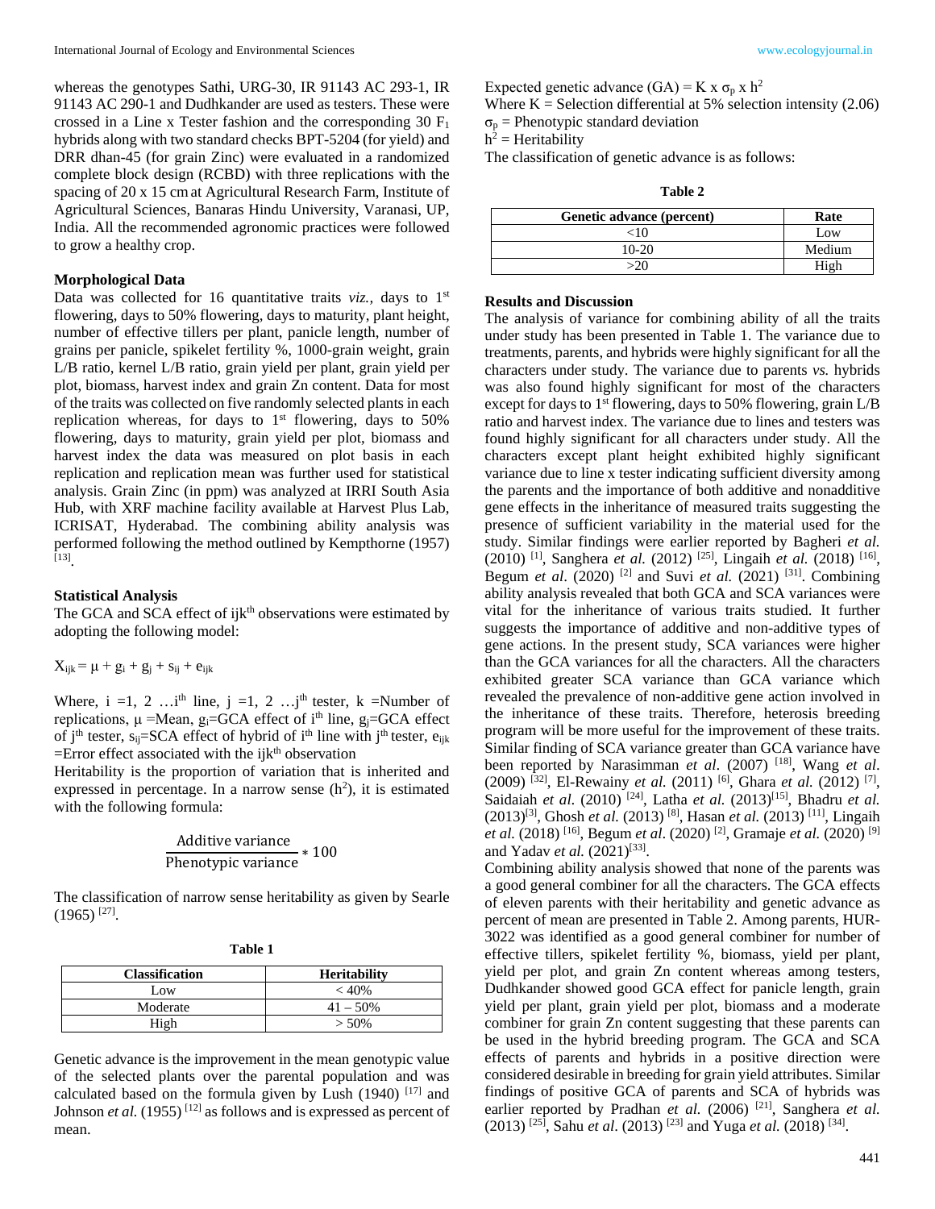whereas the genotypes Sathi, URG-30, IR 91143 AC 293-1, IR 91143 AC 290-1 and Dudhkander are used as testers. These were crossed in a Line x Tester fashion and the corresponding 30 $F_1$ hybrids along with two standard checks BPT-5204 (for yield) and DRR dhan-45 (for grain Zinc) were evaluated in a randomized complete block design (RCBD) with three replications with the spacing of 20 x 15 cm at Agricultural Research Farm, Institute of Agricultural Sciences, Banaras Hindu University, Varanasi, UP, India. All the recommended agronomic practices were followed to grow a healthy crop.

### Morphological Data

Data was collected for 16 quantitative traits *viz.*, days to 1st flowering, days to 50% flowering, days to maturity, plant height, number of effective tillers per plant, panicle length, number of grains per panicle, spikelet fertility %, 1000-grain weight, grain L/B ratio, kernel L/B ratio, grain yield per plant, grain yield per plot, biomass, harvest index and grain Zn content. Data for most of the traits was collected on five randomly selected plants in each replication whereas, for days to 1st flowering, days to 50% flowering, days to maturity, grain yield per plot, biomass and harvest index the data was measured on plot basis in each replication and replication mean was further used for statistical analysis. Grain Zinc (in ppm) was analyzed at IRRI South Asia Hub, with XRF machine facility available at Harvest Plus Lab, ICRISAT, Hyderabad. The combining ability analysis was performed following the method outlined by Kempthorne (1957) [13].

### Statistical Analysis

The GCA and SCA effect of ijkth observations were estimated by adopting the following model:

$$X_{ijk} = \mu + g_i + g_j + s_{ij} + e_{ijk}$$

Where, i =1, 2 …ith line, j =1, 2 …jth tester, k =Number of replications, $\mu$ =Mean, $g_i$=GCA effect of ith line, $g_j$=GCA effect of jth tester, $s_{ij}$=SCA effect of hybrid of ith line with jth tester, $e_{ijk}$ =Error effect associated with the ijkth observation

Heritability is the proportion of variation that is inherited and expressed in percentage. In a narrow sense ($h^2$), it is estimated with the following formula:

$$\frac{\text{Additive variance}}{\text{Phenotypic variance}} * 100$$

The classification of narrow sense heritability as given by Searle (1965) [27].

**Table 1**

| Classification | Heritability |
|---|---|
| Low | < 40% |
| Moderate | 41 – 50% |
| High | > 50% |

Genetic advance is the improvement in the mean genotypic value of the selected plants over the parental population and was calculated based on the formula given by Lush (1940) [17] and Johnson *et al.* (1955) [12] as follows and is expressed as percent of mean.

Expected genetic advance (GA) = K x $\sigma_p$ x $h^2$

Where K = Selection differential at 5% selection intensity (2.06)

$\sigma_p$ = Phenotypic standard deviation

$h^2$ = Heritability

The classification of genetic advance is as follows:

**Table 2**

| Genetic advance (percent) | Rate |
|---|---|
| <10 | Low |
| 10-20 | Medium |
| >20 | High |

### Results and Discussion

The analysis of variance for combining ability of all the traits under study has been presented in Table 1. The variance due to treatments, parents, and hybrids were highly significant for all the characters under study. The variance due to parents *vs.* hybrids was also found highly significant for most of the characters except for days to 1st flowering, days to 50% flowering, grain L/B ratio and harvest index. The variance due to lines and testers was found highly significant for all characters under study. All the characters except plant height exhibited highly significant variance due to line x tester indicating sufficient diversity among the parents and the importance of both additive and nonadditive gene effects in the inheritance of measured traits suggesting the presence of sufficient variability in the material used for the study. Similar findings were earlier reported by Bagheri *et al.* (2010) [1], Sanghera *et al.* (2012) [25], Lingaih *et al.* (2018) [16], Begum *et al.* (2020) [2] and Suvi *et al.* (2021) [31]. Combining ability analysis revealed that both GCA and SCA variances were vital for the inheritance of various traits studied. It further suggests the importance of additive and non-additive types of gene actions. In the present study, SCA variances were higher than the GCA variances for all the characters. All the characters exhibited greater SCA variance than GCA variance which revealed the prevalence of non-additive gene action involved in the inheritance of these traits. Therefore, heterosis breeding program will be more useful for the improvement of these traits. Similar finding of SCA variance greater than GCA variance have been reported by Narasimman *et al.* (2007) [18], Wang *et al.* (2009) [32], El-Rewainy *et al.* (2011) [6], Ghara *et al.* (2012) [7], Saidaiah *et al.* (2010) [24], Latha *et al.* (2013)[15], Bhadru *et al.* (2013)[3], Ghosh *et al.* (2013) [8], Hasan *et al.* (2013) [11], Lingaih *et al.* (2018) [16], Begum *et al.* (2020) [2], Gramaje *et al.* (2020) [9] and Yadav *et al.* (2021)[33].

Combining ability analysis showed that none of the parents was a good general combiner for all the characters. The GCA effects of eleven parents with their heritability and genetic advance as percent of mean are presented in Table 2. Among parents, HUR-3022 was identified as a good general combiner for number of effective tillers, spikelet fertility %, biomass, yield per plant, yield per plot, and grain Zn content whereas among testers, Dudhkander showed good GCA effect for panicle length, grain yield per plant, grain yield per plot, biomass and a moderate combiner for grain Zn content suggesting that these parents can be used in the hybrid breeding program. The GCA and SCA effects of parents and hybrids in a positive direction were considered desirable in breeding for grain yield attributes. Similar findings of positive GCA of parents and SCA of hybrids was earlier reported by Pradhan *et al.* (2006) [21], Sanghera *et al.* (2013) [25], Sahu *et al.* (2013) [23] and Yuga *et al.* (2018) [34].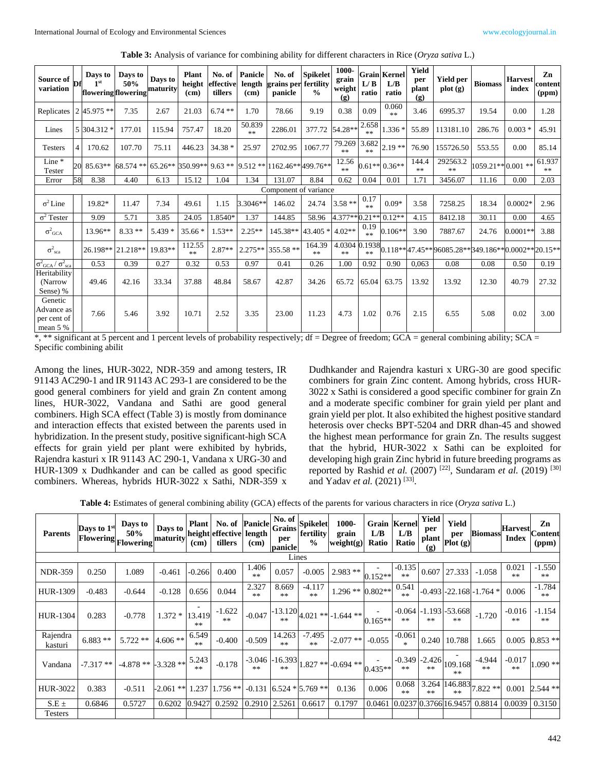**Table 3:** Analysis of variance for combining ability for different characters in Rice (*Oryza sativa* L.)

| Source of variation | Df | Days to 1st flowering | Days to 50% flowering | Days to maturity | Plant height (cm) | No. of effective tillers | Panicle length (cm) | No. of grains per panicle | Spikelet fertility % | 1000-grain weight (g) | Grain L/B ratio | Kernel L/B ratio | Yield per plant (g) | Yield per plot (g) | Biomass | Harvest index | Zn content (ppm) |
|---|---|---|---|---|---|---|---|---|---|---|---|---|---|---|---|---|---|
| Replicates | 2 | 45.975 ** | 7.35 | 2.67 | 21.03 | 6.74 ** | 1.70 | 78.66 | 9.19 | 0.38 | 0.09 | 0.060 ** | 3.46 | 6995.37 | 19.54 | 0.00 | 1.28 |
| Lines | 5 | 304.312 * | 177.01 | 115.94 | 757.47 | 18.20 | 50.839 ** | 2286.01 | 377.72 | 54.28** | 2.658 ** | 1.336 * | 55.89 | 113181.10 | 286.76 | 0.003 * | 45.91 |
| Testers | 4 | 170.62 | 107.70 | 75.11 | 446.23 | 34.38 * | 25.97 | 2702.95 | 1067.77 | 79.269 ** | 3.682 ** | 2.19 ** | 76.90 | 155726.50 | 553.55 | 0.00 | 85.14 |
| Line * Tester | 20 | 85.63** | 68.574 ** | 65.26** | 350.99** | 9.63 ** | 9.512 ** | 1162.46** | 499.76** | 12.56 ** | 0.61** | 0.36** | 144.4 ** | 292563.2 ** | 1059.21** | 0.001 ** | 61.937 ** |
| Error | 58 | 8.38 | 4.40 | 6.13 | 15.12 | 1.04 | 1.34 | 131.07 | 8.84 | 0.62 | 0.04 | 0.01 | 1.71 | 3456.07 | 11.16 | 0.00 | 2.03 |
| Component of variance | | | | | | | | | | | | | | | | | |
| $\sigma^2$ Line | | 19.82* | 11.47 | 7.34 | 49.61 | 1.15 | 3.3046** | 146.02 | 24.74 | 3.58 ** | 0.17 ** | 0.09* | 3.58 | 7258.25 | 18.34 | 0.0002* | 2.96 |
| $\sigma^2$ Tester | | 9.09 | 5.71 | 3.85 | 24.05 | 1.8540* | 1.37 | 144.85 | 58.96 | 4.377** | 0.21** | 0.12** | 4.15 | 8412.18 | 30.11 | 0.00 | 4.65 |
| $\sigma^2_{GCA}$ | | 13.96** | 8.33 ** | 5.439 * | 35.66 * | 1.53** | 2.25** | 145.38** | 43.405 * | 4.02** | 0.19 ** | 0.106** | 3.90 | 7887.67 | 24.76 | 0.0001** | 3.88 |
| $\sigma^2_{sca}$ | | 26.198** | 21.218** | 19.83** | 112.55 ** | 2.87** | 2.275** | 355.58 ** | 164.39 ** | 4.0304 ** | 0.1938 ** | 0.118** | 47.45** | 96085.28** | 349.186** | 0.0002** | 20.15** |
| $\sigma^2_{GCA} / \sigma^2_{sca}$ | | 0.53 | 0.39 | 0.27 | 0.32 | 0.53 | 0.97 | 0.41 | 0.26 | 1.00 | 0.92 | 0.90 | 0,063 | 0.08 | 0.08 | 0.50 | 0.19 |
| Heritability (Narrow Sense) % | | 49.46 | 42.16 | 33.34 | 37.88 | 48.84 | 58.67 | 42.87 | 34.26 | 65.72 | 65.04 | 63.75 | 13.92 | 13.92 | 12.30 | 40.79 | 27.32 |
| Genetic Advance as per cent of mean 5 % | | 7.66 | 5.46 | 3.92 | 10.71 | 2.52 | 3.35 | 23.00 | 11.23 | 4.73 | 1.02 | 0.76 | 2.15 | 6.55 | 5.08 | 0.02 | 3.00 |

*, ** significant at 5 percent and 1 percent levels of probability respectively; df = Degree of freedom; GCA = general combining ability; SCA = Specific combining abilit

Among the lines, HUR-3022, NDR-359 and among testers, IR 91143 AC290-1 and IR 91143 AC 293-1 are considered to be the good general combiners for yield and grain Zn content among lines, HUR-3022, Vandana and Sathi are good general combiners. High SCA effect (Table 3) is mostly from dominance and interaction effects that existed between the parents used in hybridization. In the present study, positive significant-high SCA effects for grain yield per plant were exhibited by hybrids, Rajendra kasturi x IR 91143 AC 290-1, Vandana x URG-30 and HUR-1309 x Dudhkander and can be called as good specific combiners. Whereas, hybrids HUR-3022 x Sathi, NDR-359 x Dudhkander and Rajendra kasturi x URG-30 are good specific combiners for grain Zinc content. Among hybrids, cross HUR-3022 x Sathi is considered a good specific combiner for grain Zn and a moderate specific combiner for grain yield per plant and grain yield per plot. It also exhibited the highest positive standard heterosis over checks BPT-5204 and DRR dhan-45 and showed the highest mean performance for grain Zn. The results suggest that the hybrid, HUR-3022 x Sathi can be exploited for developing high grain Zinc hybrid in future breeding programs as reported by Rashid *et al.* (2007) [22], Sundaram *et al.* (2019) [30] and Yadav *et al.* (2021) [33].

**Table 4:** Estimates of general combining ability (GCA) effects of the parents for various characters in rice (*Oryza sativa* L.)

| Parents | Days to 1st Flowering | Days to 50% Flowering | Days to maturity | Plant height (cm) | No. of effective tillers | Panicle length (cm) | No. of Grains per panicle | Spikelet fertility % | 1000-grain weight(g) | Grain L/B Ratio | Kernel L/B Ratio | Yield per plant (g) | Yield per Plot (g) | Biomass | Harvest Index | Zn Content (ppm) |
|---|---|---|---|---|---|---|---|---|---|---|---|---|---|---|---|---|
| Lines | | | | | | | | | | | | | | | | |
| NDR-359 | 0.250 | 1.089 | -0.461 | -0.266 | 0.400 | 1.406 ** | 0.057 | -0.005 | 2.983 ** | -0.152** | -0.135 ** | 0.607 | 27.333 | -1.058 | 0.021 ** | -1.550 ** |
| HUR-1309 | -0.483 | -0.644 | -0.128 | 0.656 | 0.044 | 2.327 ** | 8.669 ** | -4.117 ** | 1.296 ** | 0.802** | 0.541 ** | -0.493 | -22.168 | -1.764 * | 0.006 | -1.784 ** |
| HUR-1304 | 0.283 | -0.778 | 1.372 * | -13.419 ** | -1.622 ** | -0.047 | -13.120 ** | 4.021 ** | -1.644 ** | -0.165** | -0.064 ** | -1.193 ** | -53.668 ** | -1.720 | -0.016 ** | -1.154 ** |
| Rajendra kasturi | 6.883 ** | 5.722 ** | 4.606 ** | 6.549 ** | -0.400 | -0.509 | 14.263 ** | -7.495 ** | -2.077 ** | -0.055 | -0.061 * | 0.240 | 10.788 | 1.665 | 0.005 | 0.853 ** |
| Vandana | -7.317 ** | -4.878 ** | -3.328 ** | 5.243 ** | -0.178 | -3.046 ** | -16.393 ** | 1.827 ** | -0.694 ** | -0.435** | -0.349 ** | -2.426 ** | -109.168 ** | -4.944 ** | -0.017 ** | 1.090 ** |
| HUR-3022 | 0.383 | -0.511 | -2.061 ** | 1.237 | 1.756 ** | -0.131 | 6.524 * | 5.769 ** | 0.136 | 0.006 | 0.068 ** | 3.264 ** | 146.883 ** | 7.822 ** | 0.001 | 2.544 ** |
| S.E ± | 0.6846 | 0.5727 | 0.6202 | 0.9427 | 0.2592 | 0.2910 | 2.5261 | 0.6617 | 0.1797 | 0.0461 | 0.0237 | 0.3766 | 16.9457 | 0.8814 | 0.0039 | 0.3150 |
| Testers | | | | | | | | | | | | | | | | |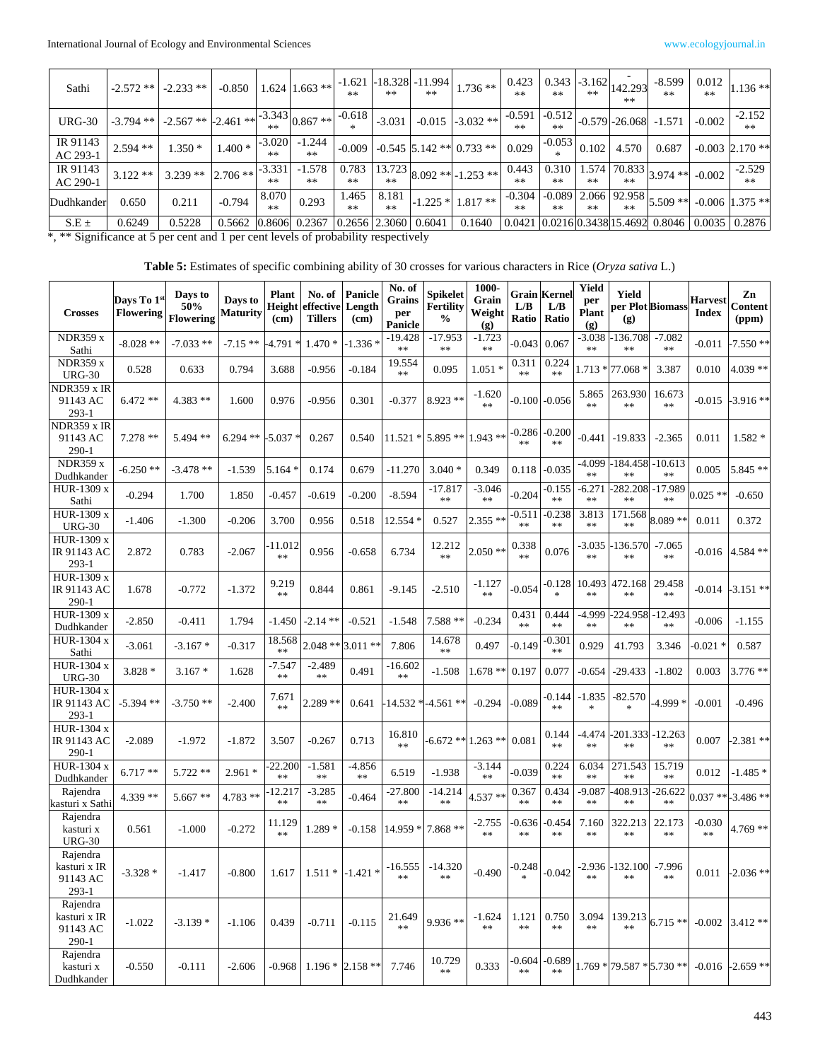| Sathi | -2.572 ** | -2.233 ** | -0.850 | 1.624 | 1.663 ** | -1.621 ** | -18.328 ** | -11.994 ** | 1.736 ** | 0.423 ** | 0.343 ** | -3.162 ** | -142.293 ** | -8.599 ** | 0.012 ** | 1.136 ** |
|---|---|---|---|---|---|---|---|---|---|---|---|---|---|---|---|---|
| URG-30 | -3.794 ** | -2.567 ** | -2.461 ** | -3.343 ** | 0.867 ** | -0.618 * | -3.031 | -0.015 | -3.032 ** | -0.591 ** | -0.512 ** | -0.579 | -26.068 | -1.571 | -0.002 | -2.152 ** |
| IR 91143 AC 293-1 | 2.594 ** | 1.350 * | 1.400 * | -3.020 ** | -1.244 ** | -0.009 | -0.545 | 5.142 ** | 0.733 ** | 0.029 | -0.053 * | 0.102 | 4.570 | 0.687 | -0.003 | 2.170 ** |
| IR 91143 AC 290-1 | 3.122 ** | 3.239 ** | 2.706 ** | -3.331 ** | -1.578 ** | 0.783 ** | 13.723 ** | 8.092 ** | -1.253 ** | 0.443 ** | 0.310 ** | 1.574 ** | 70.833 ** | 3.974 ** | -0.002 | -2.529 ** |
| Dudhkander | 0.650 | 0.211 | -0.794 | 8.070 ** | 0.293 | 1.465 ** | 8.181 ** | -1.225 * | 1.817 ** | -0.304 ** | -0.089 ** | 2.066 ** | 92.958 ** | 5.509 ** | -0.006 | 1.375 ** |
| S.E ± | 0.6249 | 0.5228 | 0.5662 | 0.8606 | 0.2367 | 0.2656 | 2.3060 | 0.6041 | 0.1640 | 0.0421 | 0.0216 | 0.3438 | 15.4692 | 0.8046 | 0.0035 | 0.2876 |

*, ** Significance at 5 per cent and 1 per cent levels of probability respectively

**Table 5:** Estimates of specific combining ability of 30 crosses for various characters in Rice (*Oryza sativa* L.)

| Crosses | Days To 1st Flowering | Days to 50% Flowering | Days to Maturity | Plant Height (cm) | No. of effective Tillers | Panicle Length (cm) | No. of Grains per Panicle | Spikelet Fertility % | 1000-Grain Weight (g) | Grain L/B Ratio | Kernel L/B Ratio | Yield per Plant (g) | Yield per Plot (g) | Biomass | Harvest Index | Zn Content (ppm) |
|---|---|---|---|---|---|---|---|---|---|---|---|---|---|---|---|---|
| NDR359 x Sathi | -8.028 ** | -7.033 ** | -7.15 ** | -4.791 * | 1.470 * | -1.336 * | -19.428 ** | -17.953 ** | -1.723 ** | -0.043 | 0.067 | -3.038 ** | -136.708 ** | -7.082 ** | -0.011 | -7.550 ** |
| NDR359 x URG-30 | 0.528 | 0.633 | 0.794 | 3.688 | -0.956 | -0.184 | 19.554 ** | 0.095 | 1.051 * | 0.311 ** | 0.224 ** | 1.713 * | 77.068 * | 3.387 | 0.010 | 4.039 ** |
| NDR359 x IR 91143 AC 293-1 | 6.472 ** | 4.383 ** | 1.600 | 0.976 | -0.956 | 0.301 | -0.377 | 8.923 ** | -1.620 ** | -0.100 | -0.056 | 5.865 ** | 263.930 ** | 16.673 ** | -0.015 | -3.916 ** |
| NDR359 x IR 91143 AC 290-1 | 7.278 ** | 5.494 ** | 6.294 ** | -5.037 * | 0.267 | 0.540 | 11.521 * | 5.895 ** | 1.943 ** | -0.286 ** | -0.200 ** | -0.441 | -19.833 | -2.365 | 0.011 | 1.582 * |
| NDR359 x Dudhkander | -6.250 ** | -3.478 ** | -1.539 | 5.164 * | 0.174 | 0.679 | -11.270 | 3.040 * | 0.349 | 0.118 | -0.035 | -4.099 ** | -184.458 ** | -10.613 ** | 0.005 | 5.845 ** |
| HUR-1309 x Sathi | -0.294 | 1.700 | 1.850 | -0.457 | -0.619 | -0.200 | -8.594 | -17.817 ** | -3.046 ** | -0.204 | -0.155 ** | -6.271 ** | -282.208 ** | -17.989 ** | 0.025 ** | -0.650 |
| HUR-1309 x URG-30 | -1.406 | -1.300 | -0.206 | 3.700 | 0.956 | 0.518 | 12.554 * | 0.527 | 2.355 ** | -0.511 ** | -0.238 ** | 3.813 ** | 171.568 ** | 8.089 ** | 0.011 | 0.372 |
| HUR-1309 x IR 91143 AC 293-1 | 2.872 | 0.783 | -2.067 | -11.012 ** | 0.956 | -0.658 | 6.734 | 12.212 ** | 2.050 ** | 0.338 ** | 0.076 | -3.035 ** | -136.570 ** | -7.065 ** | -0.016 | 4.584 ** |
| HUR-1309 x IR 91143 AC 290-1 | 1.678 | -0.772 | -1.372 | 9.219 ** | 0.844 | 0.861 | -9.145 | -2.510 | -1.127 ** | -0.054 | -0.128 * | 10.493 ** | 472.168 ** | 29.458 ** | -0.014 | -3.151 ** |
| HUR-1309 x Dudhkander | -2.850 | -0.411 | 1.794 | -1.450 | -2.14 ** | -0.521 | -1.548 | 7.588 ** | -0.234 | 0.431 ** | 0.444 ** | -4.999 ** | -224.958 ** | -12.493 ** | -0.006 | -1.155 |
| HUR-1304 x Sathi | -3.061 | -3.167 * | -0.317 | 18.568 ** | 2.048 ** | 3.011 ** | 7.806 | 14.678 ** | 0.497 | -0.149 | -0.301 ** | 0.929 | 41.793 | 3.346 | -0.021 * | 0.587 |
| HUR-1304 x URG-30 | 3.828 * | 3.167 * | 1.628 | -7.547 ** | -2.489 ** | 0.491 | -16.602 ** | -1.508 | 1.678 ** | 0.197 | 0.077 | -0.654 | -29.433 | -1.802 | 0.003 | 3.776 ** |
| HUR-1304 x IR 91143 AC 293-1 | -5.394 ** | -3.750 ** | -2.400 | 7.671 ** | 2.289 ** | 0.641 | -14.532 * | -4.561 ** | -0.294 | -0.089 | -0.144 ** | -1.835 * | -82.570 * | -4.999 * | -0.001 | -0.496 |
| HUR-1304 x IR 91143 AC 290-1 | -2.089 | -1.972 | -1.872 | 3.507 | -0.267 | 0.713 | 16.810 ** | -6.672 ** | 1.263 ** | 0.081 | 0.144 ** | -4.474 ** | -201.333 ** | -12.263 ** | 0.007 | -2.381 ** |
| HUR-1304 x Dudhkander | 6.717 ** | 5.722 ** | 2.961 * | -22.200 ** | -1.581 ** | -4.856 ** | 6.519 | -1.938 | -3.144 ** | -0.039 | 0.224 ** | 6.034 ** | 271.543 ** | 15.719 ** | 0.012 | -1.485 * |
| Rajendra kasturi x Sathi | 4.339 ** | 5.667 ** | 4.783 ** | -12.217 ** | -3.285 ** | -0.464 | -27.800 ** | -14.214 ** | 4.537 ** | 0.367 ** | 0.434 ** | -9.087 ** | -408.913 ** | -26.622 ** | 0.037 ** | -3.486 ** |
| Rajendra kasturi x URG-30 | 0.561 | -1.000 | -0.272 | 11.129 ** | 1.289 * | -0.158 | 14.959 * | 7.868 ** | -2.755 ** | -0.636 ** | -0.454 ** | 7.160 ** | 322.213 ** | 22.173 ** | -0.030 ** | 4.769 ** |
| Rajendra kasturi x IR 91143 AC 293-1 | -3.328 * | -1.417 | -0.800 | 1.617 | 1.511 * | -1.421 * | -16.555 ** | -14.320 ** | -0.490 | -0.248 * | -0.042 | -2.936 ** | -132.100 ** | -7.996 ** | 0.011 | -2.036 ** |
| Rajendra kasturi x IR 91143 AC 290-1 | -1.022 | -3.139 * | -1.106 | 0.439 | -0.711 | -0.115 | 21.649 ** | 9.936 ** | -1.624 ** | 1.121 ** | 0.750 ** | 3.094 ** | 139.213 ** | 6.715 ** | -0.002 | 3.412 ** |
| Rajendra kasturi x Dudhkander | -0.550 | -0.111 | -2.606 | -0.968 | 1.196 * | 2.158 ** | 7.746 | 10.729 ** | 0.333 | -0.604 ** | -0.689 ** | 1.769 * | 79.587 * | 5.730 ** | -0.016 | -2.659 ** |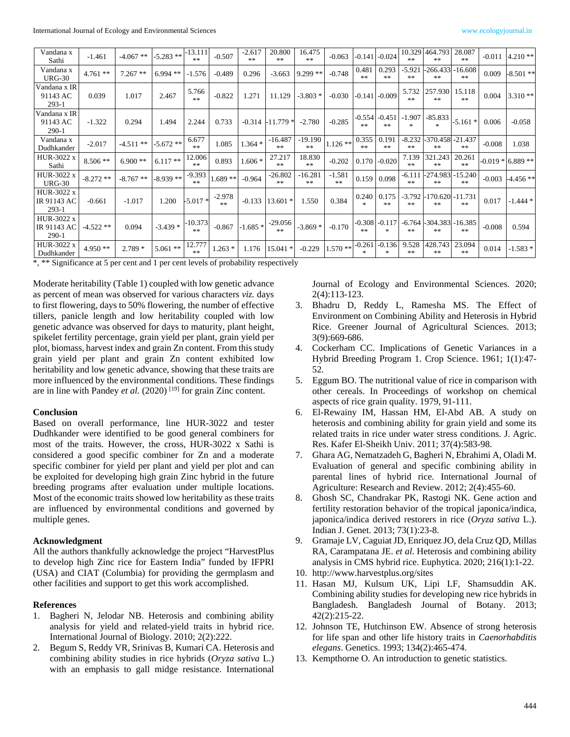| | | | | | | | | | | | | | | | |
|---|---|---|---|---|---|---|---|---|---|---|---|---|---|---|---|
| Vandana x Sathi | -1.461 | -4.067 ** | -5.283 ** | -13.111 ** | -0.507 | -2.617 ** | 20.800 ** | 16.475 ** | -0.063 | -0.141 | -0.024 | 10.329 ** | 464.793 ** | 28.087 ** | -0.011 | 4.210 ** |
| Vandana x URG-30 | 4.761 ** | 7.267 ** | 6.994 ** | -1.576 | -0.489 | 0.296 | -3.663 | 9.299 ** | -0.748 | 0.481 ** | 0.293 ** | -5.921 ** | -266.433 ** | -16.608 ** | 0.009 | -8.501 ** |
| Vandana x IR 91143 AC 293-1 | 0.039 | 1.017 | 2.467 | 5.766 ** | -0.822 | 1.271 | 11.129 | -3.803 * | -0.030 | -0.141 | -0.009 | 5.732 ** | 257.930 ** | 15.118 ** | 0.004 | 3.310 ** |
| Vandana x IR 91143 AC 290-1 | -1.322 | 0.294 | 1.494 | 2.244 | 0.733 | -0.314 | -11.779 * | -2.780 | -0.285 | -0.554 ** | -0.451 ** | -1.907 * | -85.833 * | -5.161 * | 0.006 | -0.058 |
| Vandana x Dudhkander | -2.017 | -4.511 ** | -5.672 ** | 6.677 ** | 1.085 | 1.364 * | -16.487 ** | -19.190 ** | 1.126 ** | 0.355 ** | 0.191 ** | -8.232 ** | -370.458 ** | -21.437 ** | -0.008 | 1.038 |
| HUR-3022 x Sathi | 8.506 ** | 6.900 ** | 6.117 ** | 12.006 ** | 0.893 | 1.606 * | 27.217 ** | 18.830 ** | -0.202 | 0.170 | -0.020 | 7.139 ** | 321.243 ** | 20.261 ** | -0.019 * | 6.889 ** |
| HUR-3022 x URG-30 | -8.272 ** | -8.767 ** | -8.939 ** | -9.393 ** | 1.689 ** | -0.964 | -26.802 ** | -16.281 ** | -1.581 ** | 0.159 | 0.098 | -6.111 ** | -274.983 ** | -15.240 ** | -0.003 | -4.456 ** |
| HUR-3022 x IR 91143 AC 293-1 | -0.661 | -1.017 | 1.200 | -5.017 * | -2.978 ** | -0.133 | 13.601 * | 1.550 | 0.384 | 0.240 * | 0.175 ** | -3.792 ** | -170.620 ** | -11.731 ** | 0.017 | -1.444 * |
| HUR-3022 x IR 91143 AC 290-1 | -4.522 ** | 0.094 | -3.439 * | -10.373 ** | -0.867 | -1.685 * | -29.056 ** | -3.869 * | -0.170 | -0.308 ** | -0.117 * | -6.764 ** | -304.383 ** | -16.385 ** | -0.008 | 0.594 |
| HUR-3022 x Dudhkander | 4.950 ** | 2.789 * | 5.061 ** | 12.777 ** | 1.263 * | 1.176 | 15.041 * | -0.229 | 1.570 ** | -0.261 * | -0.136 * | 9.528 ** | 428.743 ** | 23.094 ** | 0.014 | -1.583 * |

*, ** Significance at 5 per cent and 1 per cent levels of probability respectively

Moderate heritability (Table 1) coupled with low genetic advance as percent of mean was observed for various characters *viz.* days to first flowering, days to 50% flowering, the number of effective tillers, panicle length and low heritability coupled with low genetic advance was observed for days to maturity, plant height, spikelet fertility percentage, grain yield per plant, grain yield per plot, biomass, harvest index and grain Zn content. From this study grain yield per plant and grain Zn content exhibited low heritability and low genetic advance, showing that these traits are more influenced by the environmental conditions. These findings are in line with Pandey *et al.* (2020) [19] for grain Zinc content.

## Conclusion

Based on overall performance, line HUR-3022 and tester Dudhkander were identified to be good general combiners for most of the traits. However, the cross, HUR-3022 x Sathi is considered a good specific combiner for Zn and a moderate specific combiner for yield per plant and yield per plot and can be exploited for developing high grain Zinc hybrid in the future breeding programs after evaluation under multiple locations. Most of the economic traits showed low heritability as these traits are influenced by environmental conditions and governed by multiple genes.

## Acknowledgment

All the authors thankfully acknowledge the project "HarvestPlus to develop high Zinc rice for Eastern India" funded by IFPRI (USA) and CIAT (Columbia) for providing the germplasm and other facilities and support to get this work accomplished.

## References

1. Bagheri N, Jelodar NB. Heterosis and combining ability analysis for yield and related-yield traits in hybrid rice. International Journal of Biology. 2010; 2(2):222.
2. Begum S, Reddy VR, Srinivas B, Kumari CA. Heterosis and combining ability studies in rice hybrids (*Oryza sativa* L.) with an emphasis to gall midge resistance. International Journal of Ecology and Environmental Sciences. 2020; 2(4):113-123.
3. Bhadru D, Reddy L, Ramesha MS. The Effect of Environment on Combining Ability and Heterosis in Hybrid Rice. Greener Journal of Agricultural Sciences. 2013; 3(9):669-686.
4. Cockerham CC. Implications of Genetic Variances in a Hybrid Breeding Program 1. Crop Science. 1961; 1(1):47-52.
5. Eggum BO. The nutritional value of rice in comparison with other cereals. In Proceedings of workshop on chemical aspects of rice grain quality. 1979, 91-111.
6. El-Rewainy IM, Hassan HM, El-Abd AB. A study on heterosis and combining ability for grain yield and some its related traits in rice under water stress conditions. J. Agric. Res. Kafer El-Sheikh Univ. 2011; 37(4):583-98.
7. Ghara AG, Nematzadeh G, Bagheri N, Ebrahimi A, Oladi M. Evaluation of general and specific combining ability in parental lines of hybrid rice. International Journal of Agriculture: Research and Review. 2012; 2(4):455-60.
8. Ghosh SC, Chandrakar PK, Rastogi NK. Gene action and fertility restoration behavior of the tropical japonica/indica, japonica/indica derived restorers in rice (*Oryza sativa* L.). Indian J. Genet. 2013; 73(1):23-8.
9. Gramaje LV, Caguiat JD, Enriquez JO, dela Cruz QD, Millas RA, Carampatana JE. *et al*. Heterosis and combining ability analysis in CMS hybrid rice. Euphytica. 2020; 216(1):1-22.
10. http://www.harvestplus.org/sites
11. Hasan MJ, Kulsum UK, Lipi LF, Shamsuddin AK. Combining ability studies for developing new rice hybrids in Bangladesh. Bangladesh Journal of Botany. 2013; 42(2):215-22.
12. Johnson TE, Hutchinson EW. Absence of strong heterosis for life span and other life history traits in *Caenorhabditis elegans*. Genetics. 1993; 134(2):465-474.
13. Kempthorne O. An introduction to genetic statistics.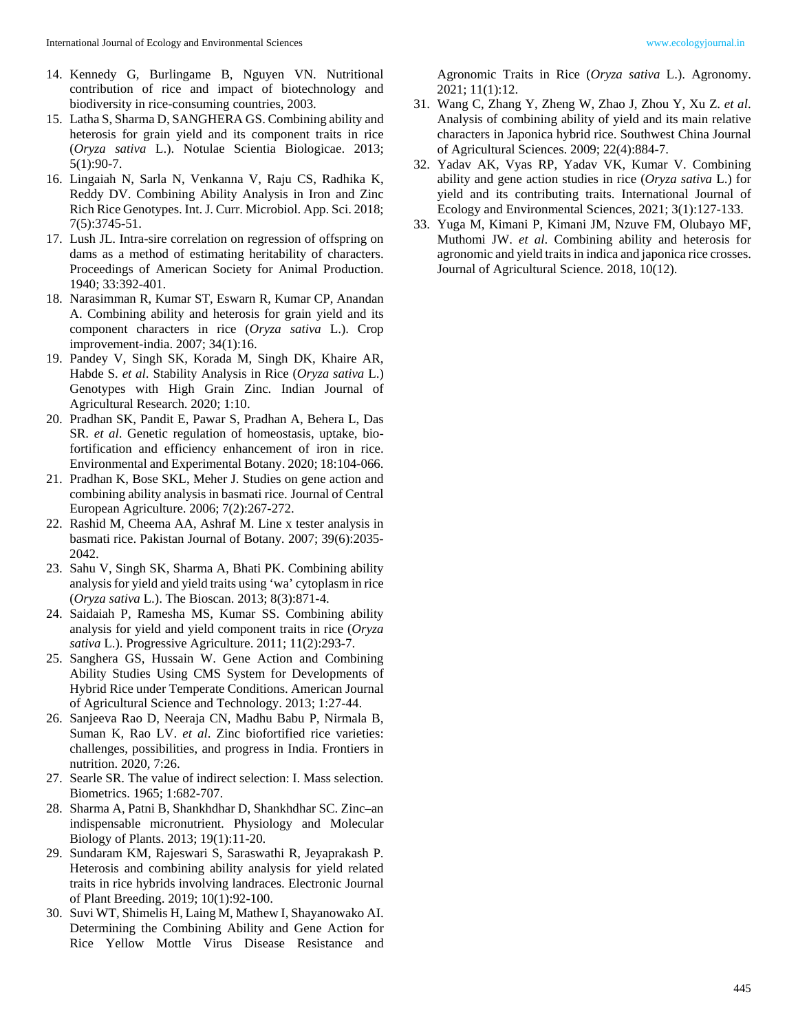14. Kennedy G, Burlingame B, Nguyen VN. Nutritional contribution of rice and impact of biotechnology and biodiversity in rice-consuming countries, 2003.
15. Latha S, Sharma D, SANGHERA GS. Combining ability and heterosis for grain yield and its component traits in rice (*Oryza sativa* L.). Notulae Scientia Biologicae. 2013; 5(1):90-7.
16. Lingaiah N, Sarla N, Venkanna V, Raju CS, Radhika K, Reddy DV. Combining Ability Analysis in Iron and Zinc Rich Rice Genotypes. Int. J. Curr. Microbiol. App. Sci. 2018; 7(5):3745-51.
17. Lush JL. Intra-sire correlation on regression of offspring on dams as a method of estimating heritability of characters. Proceedings of American Society for Animal Production. 1940; 33:392-401.
18. Narasimman R, Kumar ST, Eswarn R, Kumar CP, Anandan A. Combining ability and heterosis for grain yield and its component characters in rice (*Oryza sativa* L.). Crop improvement-india. 2007; 34(1):16.
19. Pandey V, Singh SK, Korada M, Singh DK, Khaire AR, Habde S. *et al*. Stability Analysis in Rice (*Oryza sativa* L.) Genotypes with High Grain Zinc. Indian Journal of Agricultural Research. 2020; 1:10.
20. Pradhan SK, Pandit E, Pawar S, Pradhan A, Behera L, Das SR. *et al*. Genetic regulation of homeostasis, uptake, bio-fortification and efficiency enhancement of iron in rice. Environmental and Experimental Botany. 2020; 18:104-066.
21. Pradhan K, Bose SKL, Meher J. Studies on gene action and combining ability analysis in basmati rice. Journal of Central European Agriculture. 2006; 7(2):267-272.
22. Rashid M, Cheema AA, Ashraf M. Line x tester analysis in basmati rice. Pakistan Journal of Botany. 2007; 39(6):2035-2042.
23. Sahu V, Singh SK, Sharma A, Bhati PK. Combining ability analysis for yield and yield traits using 'wa' cytoplasm in rice (*Oryza sativa* L.). The Bioscan. 2013; 8(3):871-4.
24. Saidaiah P, Ramesha MS, Kumar SS. Combining ability analysis for yield and yield component traits in rice (*Oryza sativa* L.). Progressive Agriculture. 2011; 11(2):293-7.
25. Sanghera GS, Hussain W. Gene Action and Combining Ability Studies Using CMS System for Developments of Hybrid Rice under Temperate Conditions. American Journal of Agricultural Science and Technology. 2013; 1:27-44.
26. Sanjeeva Rao D, Neeraja CN, Madhu Babu P, Nirmala B, Suman K, Rao LV. *et al*. Zinc biofortified rice varieties: challenges, possibilities, and progress in India. Frontiers in nutrition. 2020, 7:26.
27. Searle SR. The value of indirect selection: I. Mass selection. Biometrics. 1965; 1:682-707.
28. Sharma A, Patni B, Shankhdhar D, Shankhdhar SC. Zinc–an indispensable micronutrient. Physiology and Molecular Biology of Plants. 2013; 19(1):11-20.
29. Sundaram KM, Rajeswari S, Saraswathi R, Jeyaprakash P. Heterosis and combining ability analysis for yield related traits in rice hybrids involving landraces. Electronic Journal of Plant Breeding. 2019; 10(1):92-100.
30. Suvi WT, Shimelis H, Laing M, Mathew I, Shayanowako AI. Determining the Combining Ability and Gene Action for Rice Yellow Mottle Virus Disease Resistance and Agronomic Traits in Rice (*Oryza sativa* L.). Agronomy. 2021; 11(1):12.
31. Wang C, Zhang Y, Zheng W, Zhao J, Zhou Y, Xu Z. *et al*. Analysis of combining ability of yield and its main relative characters in Japonica hybrid rice. Southwest China Journal of Agricultural Sciences. 2009; 22(4):884-7.
32. Yadav AK, Vyas RP, Yadav VK, Kumar V. Combining ability and gene action studies in rice (*Oryza sativa* L.) for yield and its contributing traits. International Journal of Ecology and Environmental Sciences, 2021; 3(1):127-133.
33. Yuga M, Kimani P, Kimani JM, Nzuve FM, Olubayo MF, Muthomi JW. *et al*. Combining ability and heterosis for agronomic and yield traits in indica and japonica rice crosses. Journal of Agricultural Science. 2018, 10(12).